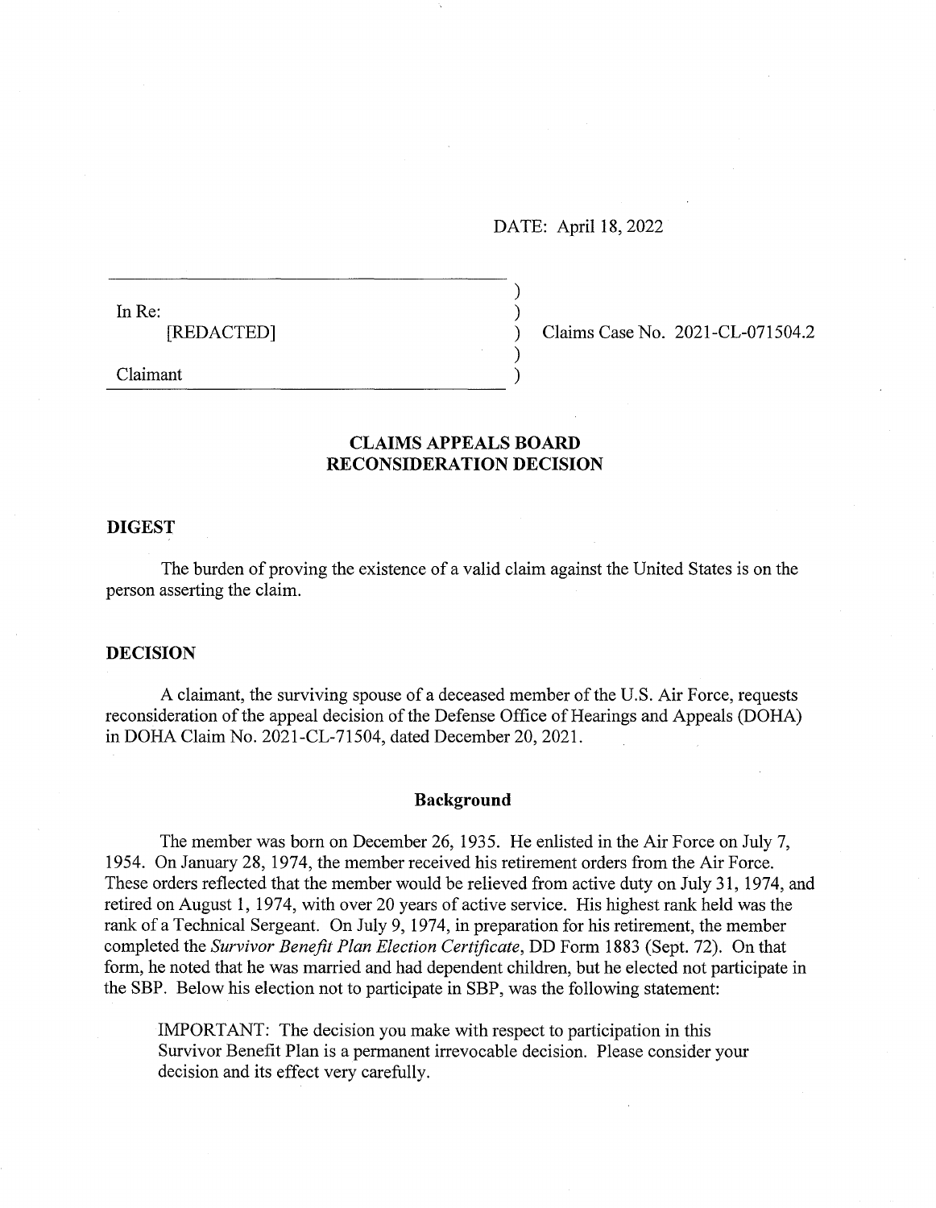DATE: April 18, 2022

In Re:
[REDACTED]

Claimant

Claims Case No. 2021-CL-071504.2

## CLAIMS APPEALS BOARD RECONSIDERATION DECISION

### DIGEST

The burden of proving the existence of a valid claim against the United States is on the person asserting the claim.

### DECISION

A claimant, the surviving spouse of a deceased member of the U.S. Air Force, requests reconsideration of the appeal decision of the Defense Office of Hearings and Appeals (DOHA) in DOHA Claim No. 2021-CL-71504, dated December 20, 2021.

#### Background

The member was born on December 26, 1935. He enlisted in the Air Force on July 7, 1954. On January 28, 1974, the member received his retirement orders from the Air Force. These orders reflected that the member would be relieved from active duty on July 31, 1974, and retired on August 1, 1974, with over 20 years of active service. His highest rank held was the rank of a Technical Sergeant. On July 9, 1974, in preparation for his retirement, the member completed the *Survivor Benefit Plan Election Certificate*, DD Form 1883 (Sept. 72). On that form, he noted that he was married and had dependent children, but he elected not participate in the SBP. Below his election not to participate in SBP, was the following statement:

> IMPORTANT: The decision you make with respect to participation in this Survivor Benefit Plan is a permanent irrevocable decision. Please consider your decision and its effect very carefully.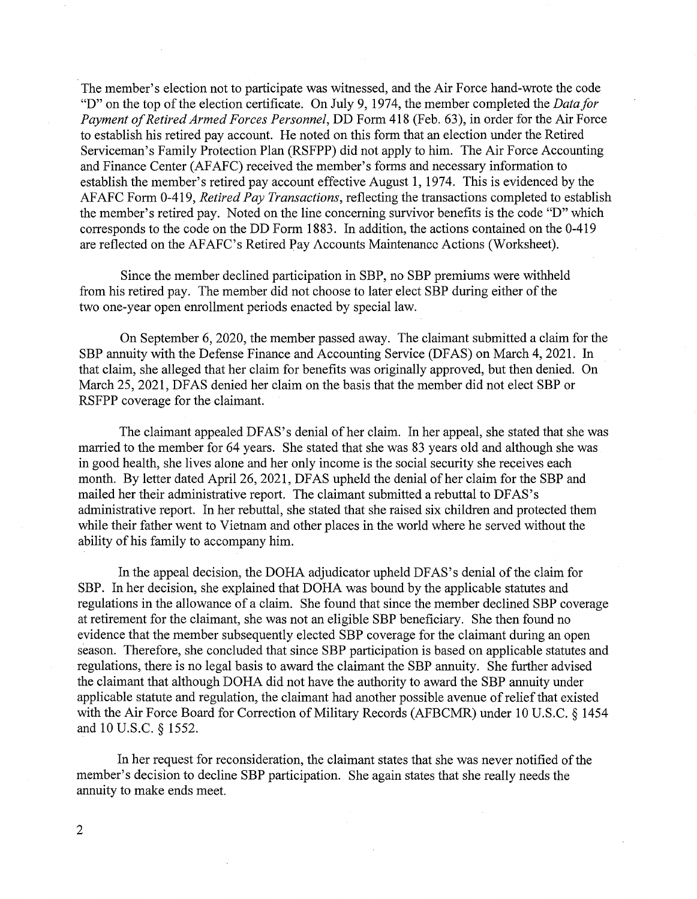The member's election not to participate was witnessed, and the Air Force hand-wrote the code "D" on the top of the election certificate. On July 9, 1974, the member completed the *Data for Payment of Retired Armed Forces Personnel*, DD Form 418 (Feb. 63), in order for the Air Force to establish his retired pay account. He noted on this form that an election under the Retired Serviceman's Family Protection Plan (RSFPP) did not apply to him. The Air Force Accounting and Finance Center (AFAFC) received the member's forms and necessary information to establish the member's retired pay account effective August 1, 1974. This is evidenced by the AFAFC Form 0-419, *Retired Pay Transactions*, reflecting the transactions completed to establish the member's retired pay. Noted on the line concerning survivor benefits is the code "D" which corresponds to the code on the DD Form 1883. In addition, the actions contained on the 0-419 are reflected on the AFAFC's Retired Pay Accounts Maintenance Actions (Worksheet).

Since the member declined participation in SBP, no SBP premiums were withheld from his retired pay. The member did not choose to later elect SBP during either of the two one-year open enrollment periods enacted by special law.

On September 6, 2020, the member passed away. The claimant submitted a claim for the SBP annuity with the Defense Finance and Accounting Service (DFAS) on March 4, 2021. In that claim, she alleged that her claim for benefits was originally approved, but then denied. On March 25, 2021, DFAS denied her claim on the basis that the member did not elect SBP or RSFPP coverage for the claimant.

The claimant appealed DFAS's denial of her claim. In her appeal, she stated that she was married to the member for 64 years. She stated that she was 83 years old and although she was in good health, she lives alone and her only income is the social security she receives each month. By letter dated April 26, 2021, DFAS upheld the denial of her claim for the SBP and mailed her their administrative report. The claimant submitted a rebuttal to DFAS's administrative report. In her rebuttal, she stated that she raised six children and protected them while their father went to Vietnam and other places in the world where he served without the ability of his family to accompany him.

In the appeal decision, the DOHA adjudicator upheld DFAS's denial of the claim for SBP. In her decision, she explained that DOHA was bound by the applicable statutes and regulations in the allowance of a claim. She found that since the member declined SBP coverage at retirement for the claimant, she was not an eligible SBP beneficiary. She then found no evidence that the member subsequently elected SBP coverage for the claimant during an open season. Therefore, she concluded that since SBP participation is based on applicable statutes and regulations, there is no legal basis to award the claimant the SBP annuity. She further advised the claimant that although DOHA did not have the authority to award the SBP annuity under applicable statute and regulation, the claimant had another possible avenue of relief that existed with the Air Force Board for Correction of Military Records (AFBCMR) under 10 U.S.C. § 1454 and 10 U.S.C. § 1552.

In her request for reconsideration, the claimant states that she was never notified of the member's decision to decline SBP participation. She again states that she really needs the annuity to make ends meet.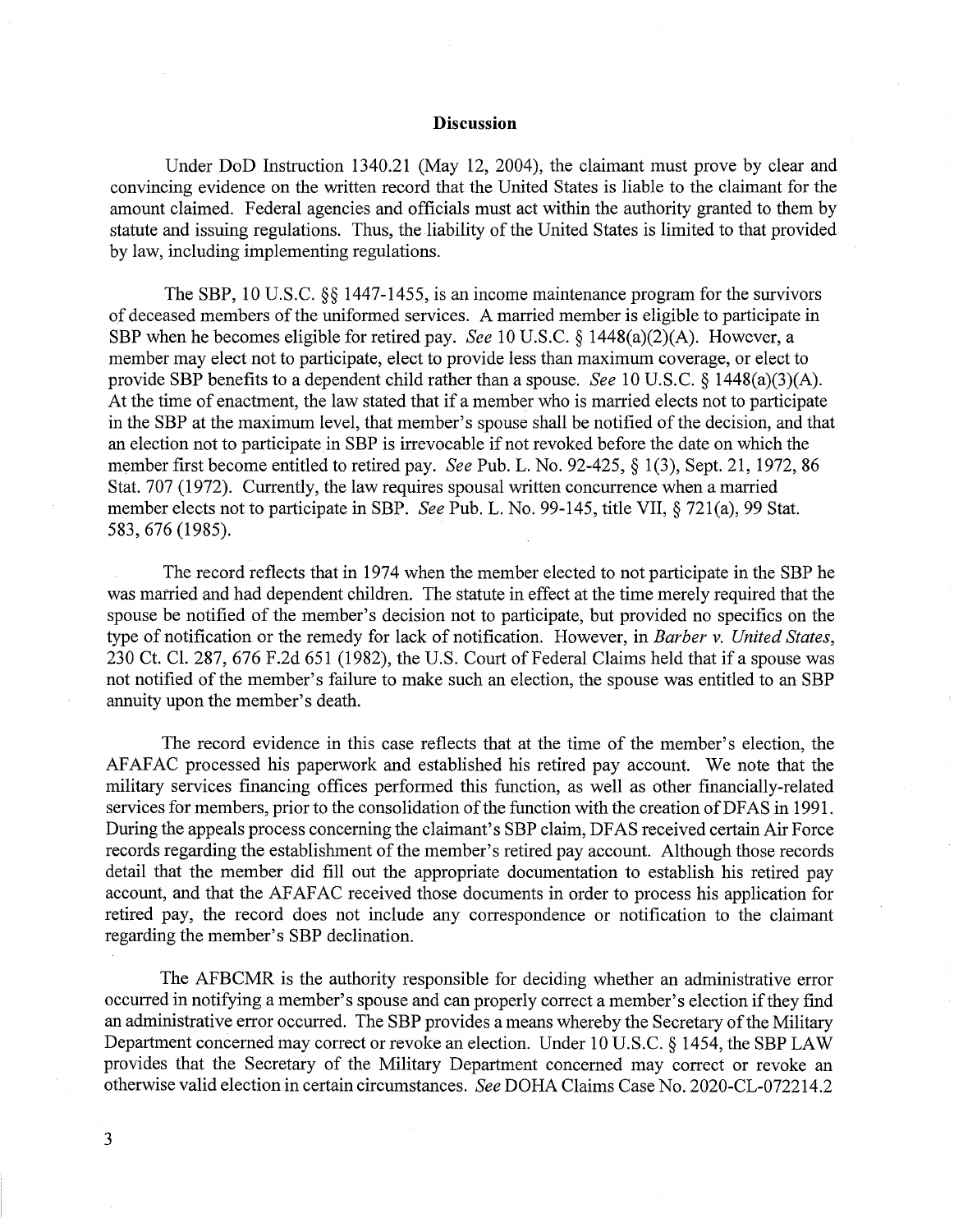## Discussion

Under DoD Instruction 1340.21 (May 12, 2004), the claimant must prove by clear and convincing evidence on the written record that the United States is liable to the claimant for the amount claimed. Federal agencies and officials must act within the authority granted to them by statute and issuing regulations. Thus, the liability of the United States is limited to that provided by law, including implementing regulations.

The SBP, 10 U.S.C. §§ 1447-1455, is an income maintenance program for the survivors of deceased members of the uniformed services. A married member is eligible to participate in SBP when he becomes eligible for retired pay. *See* 10 U.S.C. § 1448(a)(2)(A). However, a member may elect not to participate, elect to provide less than maximum coverage, or elect to provide SBP benefits to a dependent child rather than a spouse. *See* 10 U.S.C. § 1448(a)(3)(A). At the time of enactment, the law stated that if a member who is married elects not to participate in the SBP at the maximum level, that member's spouse shall be notified of the decision, and that an election not to participate in SBP is irrevocable if not revoked before the date on which the member first become entitled to retired pay. *See* Pub. L. No. 92-425, § 1(3), Sept. 21, 1972, 86 Stat. 707 (1972). Currently, the law requires spousal written concurrence when a married member elects not to participate in SBP. *See* Pub. L. No. 99-145, title VII, § 721(a), 99 Stat. 583, 676 (1985).

The record reflects that in 1974 when the member elected to not participate in the SBP he was married and had dependent children. The statute in effect at the time merely required that the spouse be notified of the member's decision not to participate, but provided no specifics on the type of notification or the remedy for lack of notification. However, in *Barber v. United States*, 230 Ct. Cl. 287, 676 F.2d 651 (1982), the U.S. Court of Federal Claims held that if a spouse was not notified of the member's failure to make such an election, the spouse was entitled to an SBP annuity upon the member's death.

The record evidence in this case reflects that at the time of the member's election, the AFAFAC processed his paperwork and established his retired pay account. We note that the military services financing offices performed this function, as well as other financially-related services for members, prior to the consolidation of the function with the creation of DFAS in 1991. During the appeals process concerning the claimant's SBP claim, DFAS received certain Air Force records regarding the establishment of the member's retired pay account. Although those records detail that the member did fill out the appropriate documentation to establish his retired pay account, and that the AFAFAC received those documents in order to process his application for retired pay, the record does not include any correspondence or notification to the claimant regarding the member's SBP declination.

The AFBCMR is the authority responsible for deciding whether an administrative error occurred in notifying a member's spouse and can properly correct a member's election if they find an administrative error occurred. The SBP provides a means whereby the Secretary of the Military Department concerned may correct or revoke an election. Under 10 U.S.C. § 1454, the SBP LAW provides that the Secretary of the Military Department concerned may correct or revoke an otherwise valid election in certain circumstances. *See* DOHA Claims Case No. 2020-CL-072214.2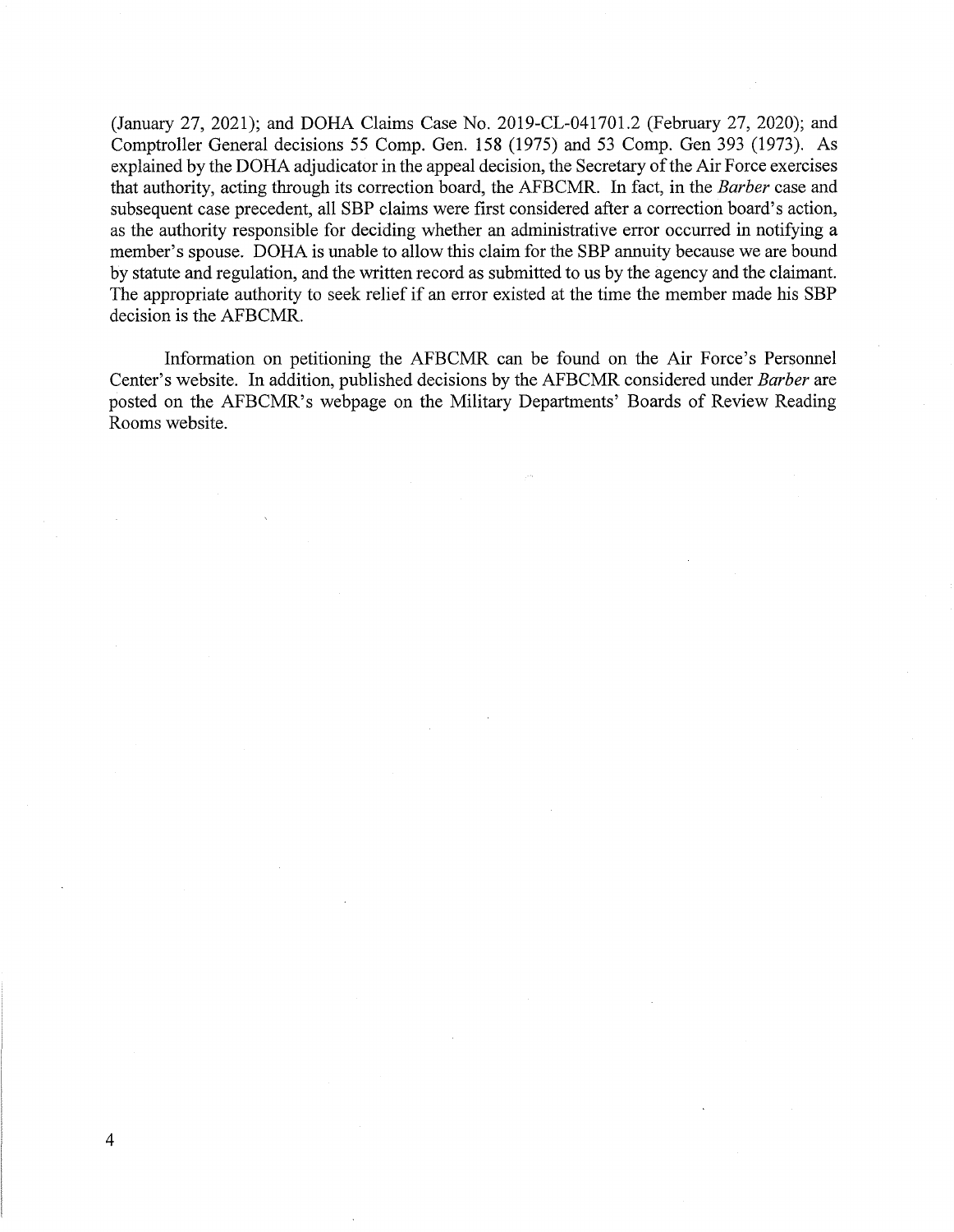(January 27, 2021); and DOHA Claims Case No. 2019-CL-041701.2 (February 27, 2020); and Comptroller General decisions 55 Comp. Gen. 158 (1975) and 53 Comp. Gen 393 (1973). As explained by the DOHA adjudicator in the appeal decision, the Secretary of the Air Force exercises that authority, acting through its correction board, the AFBCMR. In fact, in the *Barber* case and subsequent case precedent, all SBP claims were first considered after a correction board's action, as the authority responsible for deciding whether an administrative error occurred in notifying a member's spouse. DOHA is unable to allow this claim for the SBP annuity because we are bound by statute and regulation, and the written record as submitted to us by the agency and the claimant. The appropriate authority to seek relief if an error existed at the time the member made his SBP decision is the AFBCMR.

Information on petitioning the AFBCMR can be found on the Air Force's Personnel Center's website. In addition, published decisions by the AFBCMR considered under *Barber* are posted on the AFBCMR's webpage on the Military Departments' Boards of Review Reading Rooms website.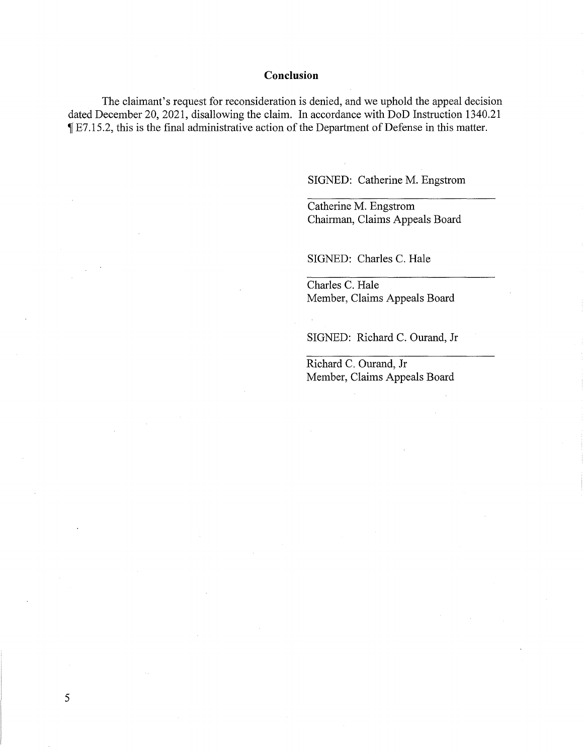## Conclusion

The claimant's request for reconsideration is denied, and we uphold the appeal decision dated December 20, 2021, disallowing the claim. In accordance with DoD Instruction 1340.21 ¶ E7.15.2, this is the final administrative action of the Department of Defense in this matter.

SIGNED: Catherine M. Engstrom

Catherine M. Engstrom
Chairman, Claims Appeals Board

SIGNED: Charles C. Hale

Charles C. Hale
Member, Claims Appeals Board

SIGNED: Richard C. Ourand, Jr

Richard C. Ourand, Jr
Member, Claims Appeals Board